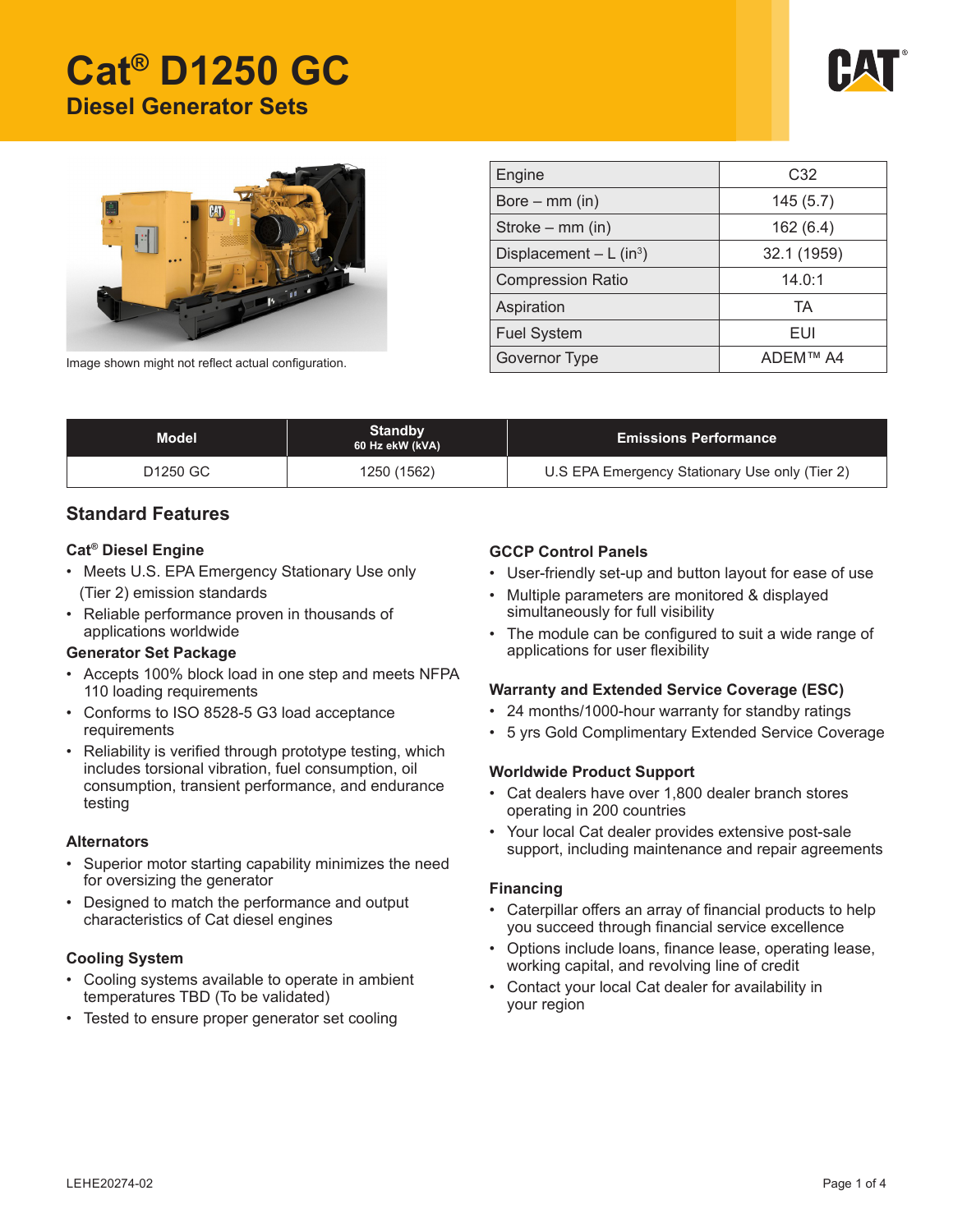# Cat® D1250 GC

## Diesel Generator Sets

Image shown might not reflect actual configuration.

| Engine | C32 |
|---|---|
| Bore – mm (in) | 145 (5.7) |
| Stroke – mm (in) | 162 (6.4) |
| Displacement – L ($in^3$) | 32.1 (1959) |
| Compression Ratio | 14.0:1 |
| Aspiration | TA |
| Fuel System | EUI |
| Governor Type | ADEM™ A4 |

| Model | Standby 60 Hz ekW (kVA) | Emissions Performance |
|---|---|---|
| D1250 GC | 1250 (1562) | U.S EPA Emergency Stationary Use only (Tier 2) |

## Standard Features

### Cat® Diesel Engine

- Meets U.S. EPA Emergency Stationary Use only (Tier 2) emission standards
- Reliable performance proven in thousands of applications worldwide

### Generator Set Package

- Accepts 100% block load in one step and meets NFPA 110 loading requirements
- Conforms to ISO 8528-5 G3 load acceptance requirements
- Reliability is verified through prototype testing, which includes torsional vibration, fuel consumption, oil consumption, transient performance, and endurance testing

### Alternators

- Superior motor starting capability minimizes the need for oversizing the generator
- Designed to match the performance and output characteristics of Cat diesel engines

### Cooling System

- Cooling systems available to operate in ambient temperatures TBD (To be validated)
- Tested to ensure proper generator set cooling

### GCCP Control Panels

- User-friendly set-up and button layout for ease of use
- Multiple parameters are monitored & displayed simultaneously for full visibility
- The module can be configured to suit a wide range of applications for user flexibility

### Warranty and Extended Service Coverage (ESC)

- 24 months/1000-hour warranty for standby ratings
- 5 yrs Gold Complimentary Extended Service Coverage

### Worldwide Product Support

- Cat dealers have over 1,800 dealer branch stores operating in 200 countries
- Your local Cat dealer provides extensive post-sale support, including maintenance and repair agreements

### Financing

- Caterpillar offers an array of financial products to help you succeed through financial service excellence
- Options include loans, finance lease, operating lease, working capital, and revolving line of credit
- Contact your local Cat dealer for availability in your region

LEHE20274-02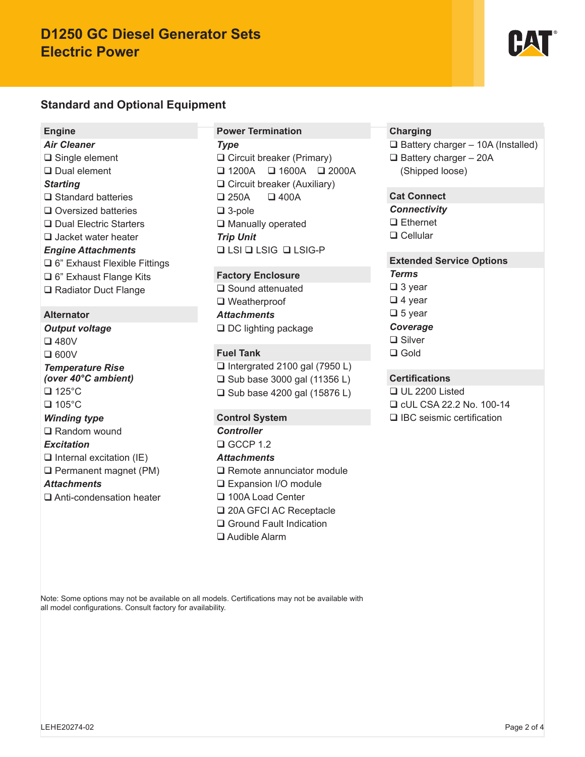# D1250 GC Diesel Generator Sets
# Electric Power

## Standard and Optional Equipment

### Engine

***Air Cleaner***

- ❑ Single element
- ❑ Dual element

***Starting***

- ❑ Standard batteries
- ❑ Oversized batteries
- ❑ Dual Electric Starters
- ❑ Jacket water heater

***Engine Attachments***

- ❑ 6" Exhaust Flexible Fittings
- ❑ 6" Exhaust Flange Kits
- ❑ Radiator Duct Flange

### Alternator

***Output voltage***

- ❑ 480V
- ❑ 600V

***Temperature Rise (over 40°C ambient)***

- ❑ 125°C
- ❑ 105°C

***Winding type***

- ❑ Random wound

***Excitation***

- ❑ Internal excitation (IE)
- ❑ Permanent magnet (PM)

***Attachments***

- ❑ Anti-condensation heater

### Power Termination

***Type***

- ❑ Circuit breaker (Primary)
- ❑ 1200A ❑ 1600A ❑ 2000A
- ❑ Circuit breaker (Auxiliary)
- ❑ 250A ❑ 400A
- ❑ 3-pole
- ❑ Manually operated

***Trip Unit***

- ❑ LSI ❑ LSIG ❑ LSIG-P

### Factory Enclosure

- ❑ Sound attenuated
- ❑ Weatherproof

***Attachments***

- ❑ DC lighting package

### Fuel Tank

- ❑ Intergrated 2100 gal (7950 L)
- ❑ Sub base 3000 gal (11356 L)
- ❑ Sub base 4200 gal (15876 L)

### Control System

***Controller***

- ❑ GCCP 1.2

***Attachments***

- ❑ Remote annunciator module
- ❑ Expansion I/O module
- ❑ 100A Load Center
- ❑ 20A GFCI AC Receptacle
- ❑ Ground Fault Indication
- ❑ Audible Alarm

### Charging

- ❑ Battery charger – 10A (Installed)
- ❑ Battery charger – 20A (Shipped loose)

### Cat Connect

***Connectivity***

- ❑ Ethernet
- ❑ Cellular

### Extended Service Options

***Terms***

- ❑ 3 year
- ❑ 4 year
- ❑ 5 year

***Coverage***

- ❑ Silver
- ❑ Gold

### Certifications

- ❑ UL 2200 Listed
- ❑ cUL CSA 22.2 No. 100-14
- ❑ IBC seismic certification

Note: Some options may not be available on all models. Certifications may not be available with all model configurations. Consult factory for availability.

LEHE20274-02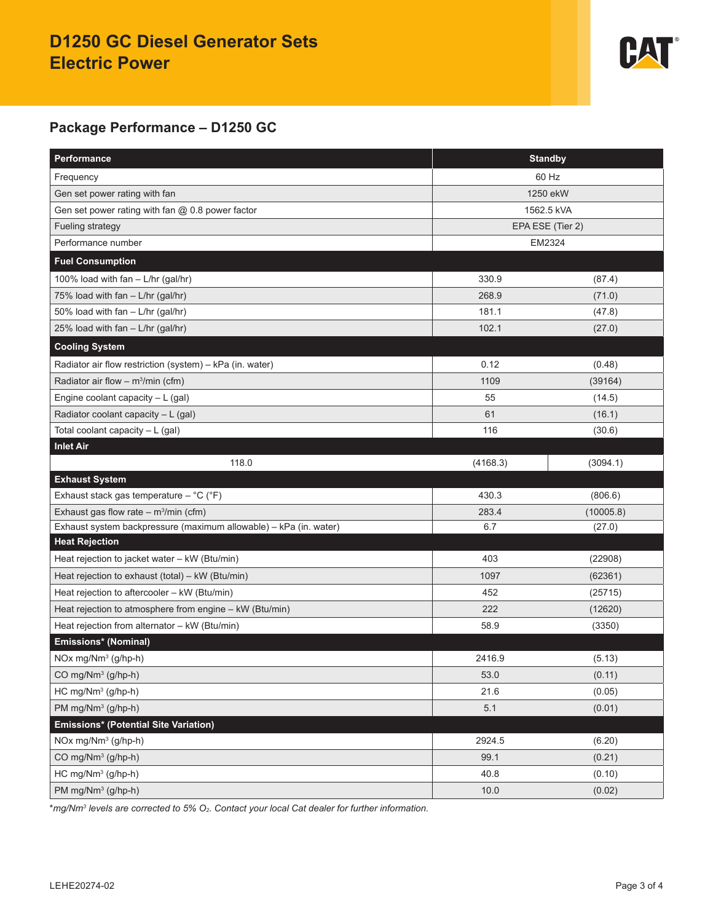# D1250 GC Diesel Generator Sets
# Electric Power

## Package Performance – D1250 GC

| Performance | Standby | |
|---|---|---|
| Frequency | 60 Hz | |
| Gen set power rating with fan | 1250 ekW | |
| Gen set power rating with fan @ 0.8 power factor | 1562.5 kVA | |
| Fueling strategy | EPA ESE (Tier 2) | |
| Performance number | EM2324 | |
| **Fuel Consumption** | | |
| 100% load with fan – L/hr (gal/hr) | 330.9 | (87.4) |
| 75% load with fan – L/hr (gal/hr) | 268.9 | (71.0) |
| 50% load with fan – L/hr (gal/hr) | 181.1 | (47.8) |
| 25% load with fan – L/hr (gal/hr) | 102.1 | (27.0) |
| **Cooling System** | | |
| Radiator air flow restriction (system) – kPa (in. water) | 0.12 | (0.48) |
| Radiator air flow – m³/min (cfm) | 1109 | (39164) |
| Engine coolant capacity – L (gal) | 55 | (14.5) |
| Radiator coolant capacity – L (gal) | 61 | (16.1) |
| Total coolant capacity – L (gal) | 116 | (30.6) |
| **Inlet Air** | | |
| 118.0 | (4168.3) | (3094.1) |
| **Exhaust System** | | |
| Exhaust stack gas temperature – °C (°F) | 430.3 | (806.6) |
| Exhaust gas flow rate – m³/min (cfm) | 283.4 | (10005.8) |
| Exhaust system backpressure (maximum allowable) – kPa (in. water) | 6.7 | (27.0) |
| **Heat Rejection** | | |
| Heat rejection to jacket water – kW (Btu/min) | 403 | (22908) |
| Heat rejection to exhaust (total) – kW (Btu/min) | 1097 | (62361) |
| Heat rejection to aftercooler – kW (Btu/min) | 452 | (25715) |
| Heat rejection to atmosphere from engine – kW (Btu/min) | 222 | (12620) |
| Heat rejection from alternator – kW (Btu/min) | 58.9 | (3350) |
| **Emissions* (Nominal)** | | |
| NOx mg/Nm³ (g/hp-h) | 2416.9 | (5.13) |
| CO mg/Nm³ (g/hp-h) | 53.0 | (0.11) |
| HC mg/Nm³ (g/hp-h) | 21.6 | (0.05) |
| PM mg/Nm³ (g/hp-h) | 5.1 | (0.01) |
| **Emissions* (Potential Site Variation)** | | |
| NOx mg/Nm³ (g/hp-h) | 2924.5 | (6.20) |
| CO mg/Nm³ (g/hp-h) | 99.1 | (0.21) |
| HC mg/Nm³ (g/hp-h) | 40.8 | (0.10) |
| PM mg/Nm³ (g/hp-h) | 10.0 | (0.02) |

*\*mg/Nm³ levels are corrected to 5% $O_2$. Contact your local Cat dealer for further information.*

LEHE20274-02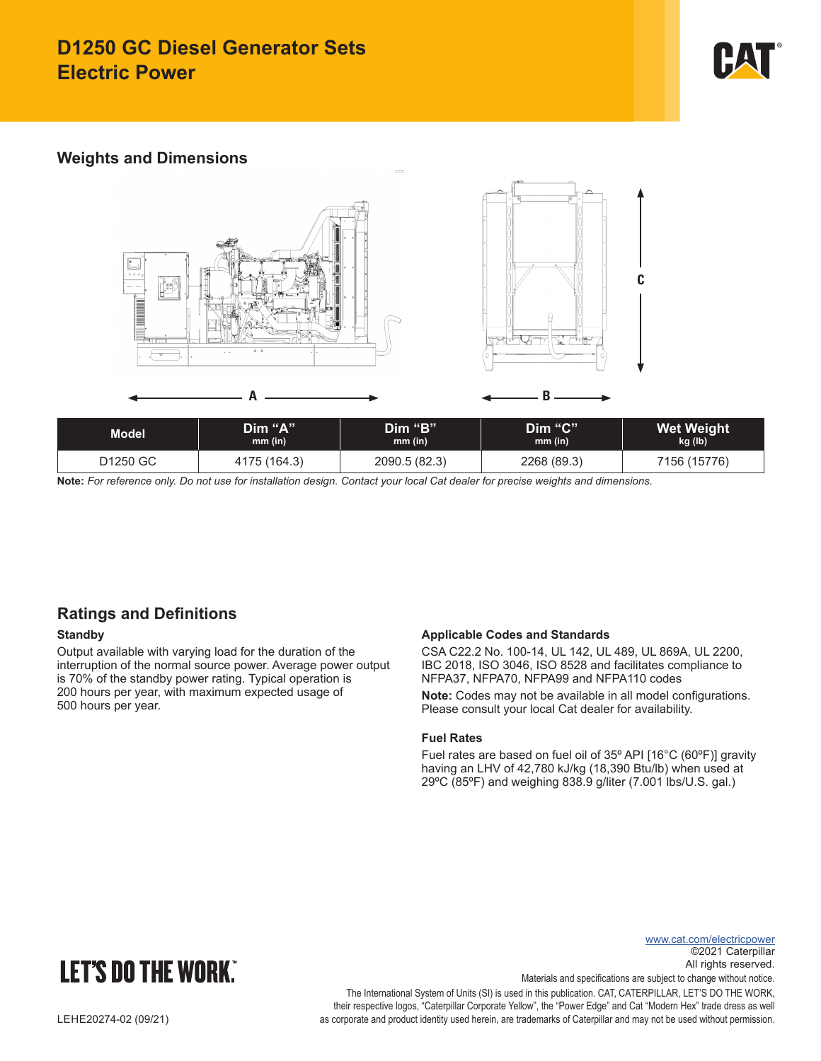# D1250 GC Diesel Generator Sets
# Electric Power

## Weights and Dimensions

A

B

C

| Model | Dim "A" mm (in) | Dim "B" mm (in) | Dim "C" mm (in) | Wet Weight kg (lb) |
|---|---|---|---|---|
| D1250 GC | 4175 (164.3) | 2090.5 (82.3) | 2268 (89.3) | 7156 (15776) |

**Note:** *For reference only. Do not use for installation design. Contact your local Cat dealer for precise weights and dimensions.*

## Ratings and Definitions

### Standby

Output available with varying load for the duration of the interruption of the normal source power. Average power output is 70% of the standby power rating. Typical operation is 200 hours per year, with maximum expected usage of 500 hours per year.

### Applicable Codes and Standards

CSA C22.2 No. 100-14, UL 142, UL 489, UL 869A, UL 2200, IBC 2018, ISO 3046, ISO 8528 and facilitates compliance to NFPA37, NFPA70, NFPA99 and NFPA110 codes

**Note:** Codes may not be available in all model configurations. Please consult your local Cat dealer for availability.

### Fuel Rates

Fuel rates are based on fuel oil of 35º API [16°C (60ºF)] gravity having an LHV of 42,780 kJ/kg (18,390 Btu/lb) when used at 29ºC (85ºF) and weighing 838.9 g/liter (7.001 lbs/U.S. gal.)

LET'S DO THE WORK.™

www.cat.com/electricpower
©2021 Caterpillar
All rights reserved.

Materials and specifications are subject to change without notice.

The International System of Units (SI) is used in this publication. CAT, CATERPILLAR, LET'S DO THE WORK, their respective logos, "Caterpillar Corporate Yellow", the "Power Edge" and Cat "Modern Hex" trade dress as well as corporate and product identity used herein, are trademarks of Caterpillar and may not be used without permission.

LEHE20274-02 (09/21)